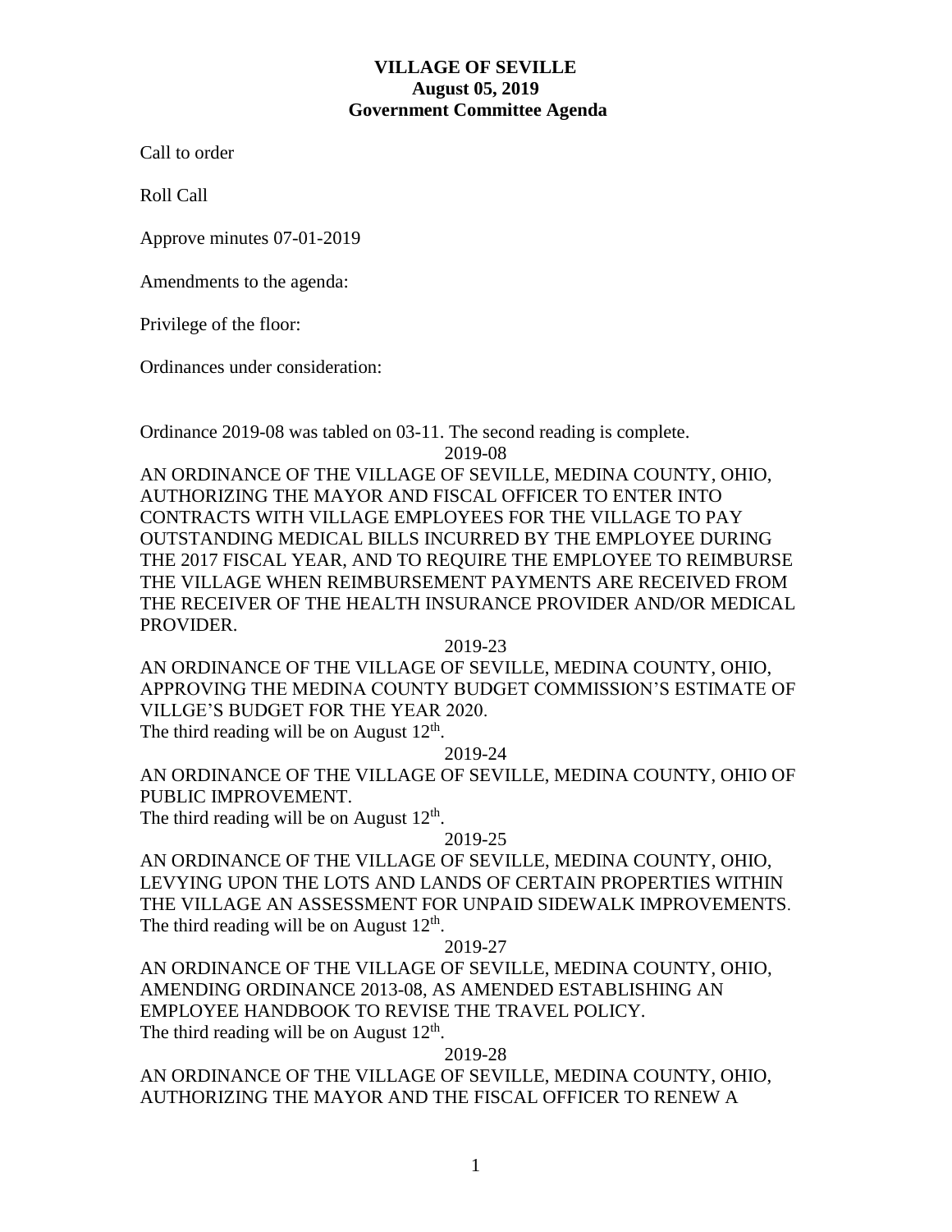**VILLAGE OF SEVILLE**
**August 05, 2019**
**Government Committee Agenda**

Call to order

Roll Call

Approve minutes 07-01-2019

Amendments to the agenda:

Privilege of the floor:

Ordinances under consideration:

Ordinance 2019-08 was tabled on 03-11. The second reading is complete.

2019-08

AN ORDINANCE OF THE VILLAGE OF SEVILLE, MEDINA COUNTY, OHIO, AUTHORIZING THE MAYOR AND FISCAL OFFICER TO ENTER INTO CONTRACTS WITH VILLAGE EMPLOYEES FOR THE VILLAGE TO PAY OUTSTANDING MEDICAL BILLS INCURRED BY THE EMPLOYEE DURING THE 2017 FISCAL YEAR, AND TO REQUIRE THE EMPLOYEE TO REIMBURSE THE VILLAGE WHEN REIMBURSEMENT PAYMENTS ARE RECEIVED FROM THE RECEIVER OF THE HEALTH INSURANCE PROVIDER AND/OR MEDICAL PROVIDER.

2019-23

AN ORDINANCE OF THE VILLAGE OF SEVILLE, MEDINA COUNTY, OHIO, APPROVING THE MEDINA COUNTY BUDGET COMMISSION'S ESTIMATE OF VILLGE'S BUDGET FOR THE YEAR 2020.

The third reading will be on August 12th.

2019-24

AN ORDINANCE OF THE VILLAGE OF SEVILLE, MEDINA COUNTY, OHIO OF PUBLIC IMPROVEMENT.

The third reading will be on August 12th.

2019-25

AN ORDINANCE OF THE VILLAGE OF SEVILLE, MEDINA COUNTY, OHIO, LEVYING UPON THE LOTS AND LANDS OF CERTAIN PROPERTIES WITHIN THE VILLAGE AN ASSESSMENT FOR UNPAID SIDEWALK IMPROVEMENTS.

The third reading will be on August 12th.

2019-27

AN ORDINANCE OF THE VILLAGE OF SEVILLE, MEDINA COUNTY, OHIO, AMENDING ORDINANCE 2013-08, AS AMENDED ESTABLISHING AN EMPLOYEE HANDBOOK TO REVISE THE TRAVEL POLICY.

The third reading will be on August 12th.

2019-28

AN ORDINANCE OF THE VILLAGE OF SEVILLE, MEDINA COUNTY, OHIO, AUTHORIZING THE MAYOR AND THE FISCAL OFFICER TO RENEW A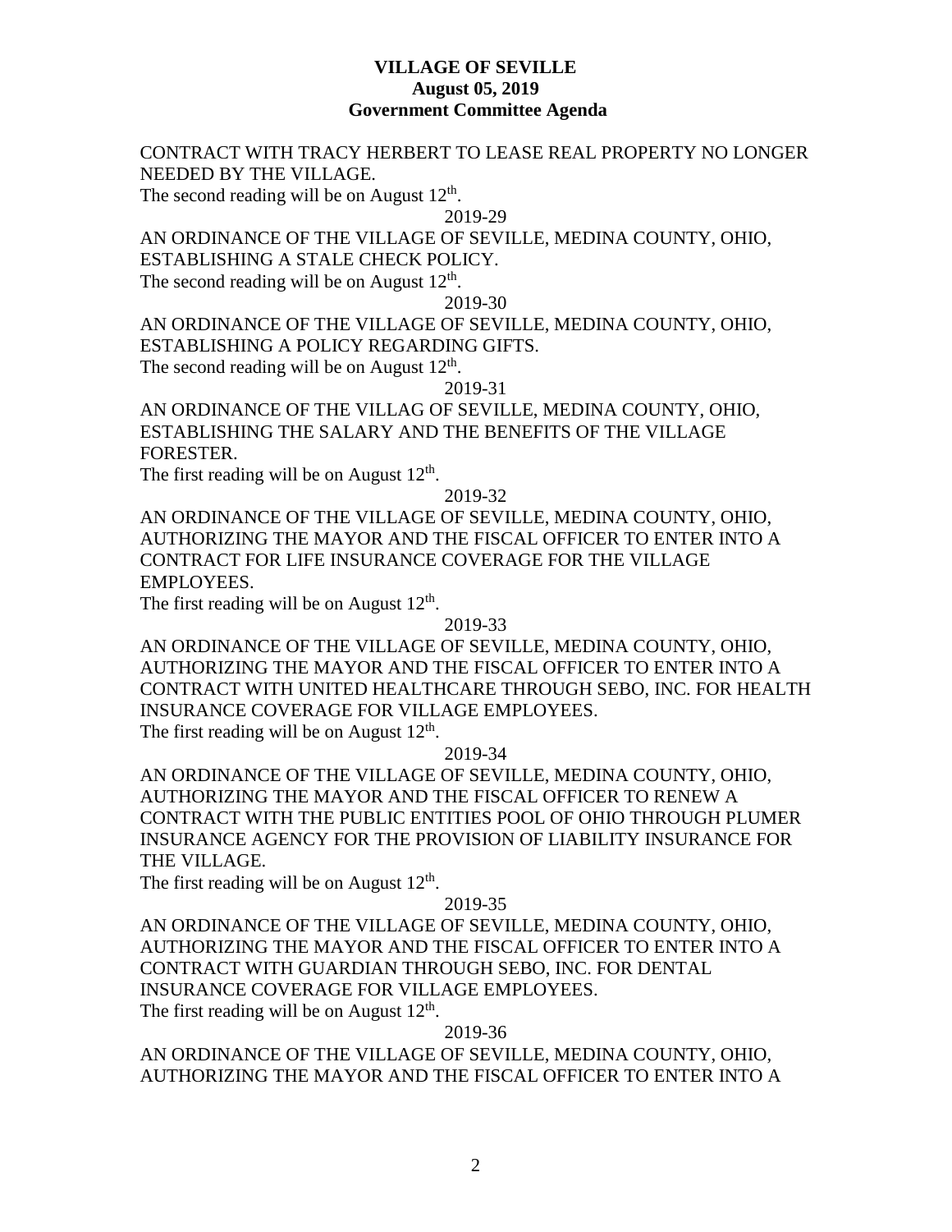**VILLAGE OF SEVILLE**
**August 05, 2019**
**Government Committee Agenda**

CONTRACT WITH TRACY HERBERT TO LEASE REAL PROPERTY NO LONGER NEEDED BY THE VILLAGE.

The second reading will be on August 12th.

2019-29

AN ORDINANCE OF THE VILLAGE OF SEVILLE, MEDINA COUNTY, OHIO, ESTABLISHING A STALE CHECK POLICY.

The second reading will be on August 12th.

2019-30

AN ORDINANCE OF THE VILLAGE OF SEVILLE, MEDINA COUNTY, OHIO, ESTABLISHING A POLICY REGARDING GIFTS.

The second reading will be on August 12th.

2019-31

AN ORDINANCE OF THE VILLAG OF SEVILLE, MEDINA COUNTY, OHIO, ESTABLISHING THE SALARY AND THE BENEFITS OF THE VILLAGE FORESTER.

The first reading will be on August 12th.

2019-32

AN ORDINANCE OF THE VILLAGE OF SEVILLE, MEDINA COUNTY, OHIO, AUTHORIZING THE MAYOR AND THE FISCAL OFFICER TO ENTER INTO A CONTRACT FOR LIFE INSURANCE COVERAGE FOR THE VILLAGE EMPLOYEES.

The first reading will be on August 12th.

2019-33

AN ORDINANCE OF THE VILLAGE OF SEVILLE, MEDINA COUNTY, OHIO, AUTHORIZING THE MAYOR AND THE FISCAL OFFICER TO ENTER INTO A CONTRACT WITH UNITED HEALTHCARE THROUGH SEBO, INC. FOR HEALTH INSURANCE COVERAGE FOR VILLAGE EMPLOYEES.

The first reading will be on August 12th.

2019-34

AN ORDINANCE OF THE VILLAGE OF SEVILLE, MEDINA COUNTY, OHIO, AUTHORIZING THE MAYOR AND THE FISCAL OFFICER TO RENEW A CONTRACT WITH THE PUBLIC ENTITIES POOL OF OHIO THROUGH PLUMER INSURANCE AGENCY FOR THE PROVISION OF LIABILITY INSURANCE FOR THE VILLAGE.

The first reading will be on August 12th.

2019-35

AN ORDINANCE OF THE VILLAGE OF SEVILLE, MEDINA COUNTY, OHIO, AUTHORIZING THE MAYOR AND THE FISCAL OFFICER TO ENTER INTO A CONTRACT WITH GUARDIAN THROUGH SEBO, INC. FOR DENTAL INSURANCE COVERAGE FOR VILLAGE EMPLOYEES.

The first reading will be on August 12th.

2019-36

AN ORDINANCE OF THE VILLAGE OF SEVILLE, MEDINA COUNTY, OHIO, AUTHORIZING THE MAYOR AND THE FISCAL OFFICER TO ENTER INTO A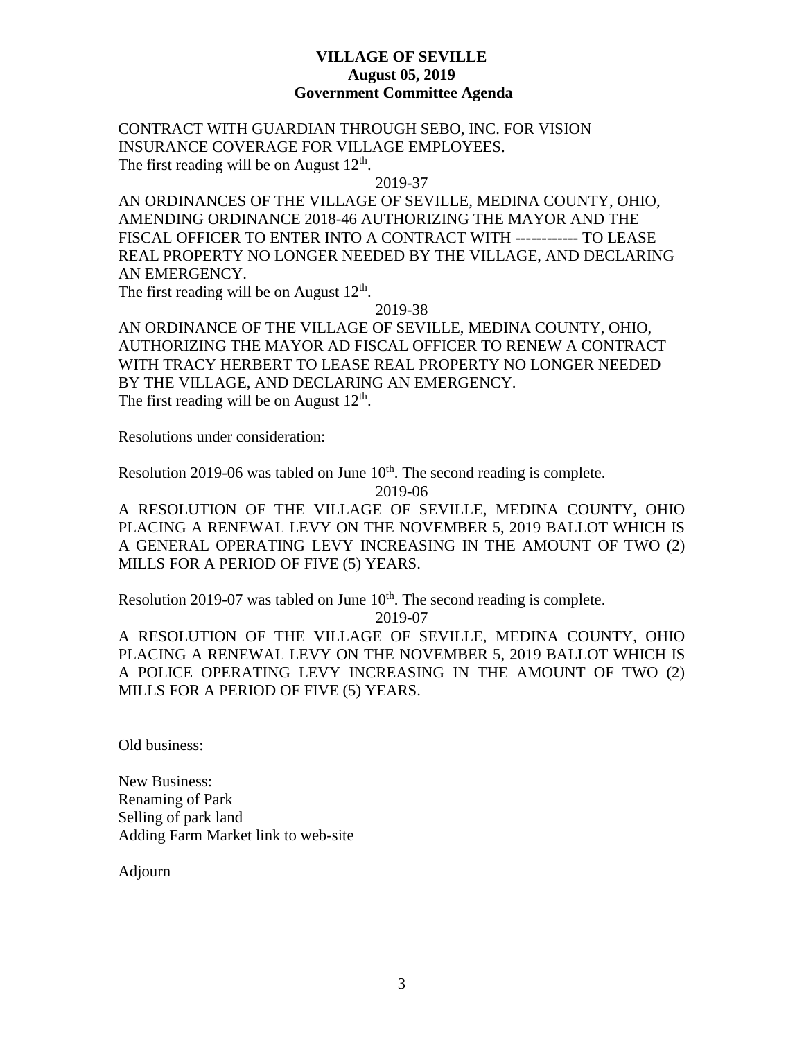**VILLAGE OF SEVILLE**
**August 05, 2019**
**Government Committee Agenda**

CONTRACT WITH GUARDIAN THROUGH SEBO, INC. FOR VISION INSURANCE COVERAGE FOR VILLAGE EMPLOYEES.
The first reading will be on August 12th.

2019-37

AN ORDINANCES OF THE VILLAGE OF SEVILLE, MEDINA COUNTY, OHIO, AMENDING ORDINANCE 2018-46 AUTHORIZING THE MAYOR AND THE FISCAL OFFICER TO ENTER INTO A CONTRACT WITH ------------ TO LEASE REAL PROPERTY NO LONGER NEEDED BY THE VILLAGE, AND DECLARING AN EMERGENCY.
The first reading will be on August 12th.

2019-38

AN ORDINANCE OF THE VILLAGE OF SEVILLE, MEDINA COUNTY, OHIO, AUTHORIZING THE MAYOR AD FISCAL OFFICER TO RENEW A CONTRACT WITH TRACY HERBERT TO LEASE REAL PROPERTY NO LONGER NEEDED BY THE VILLAGE, AND DECLARING AN EMERGENCY.
The first reading will be on August 12th.

Resolutions under consideration:

Resolution 2019-06 was tabled on June 10th. The second reading is complete.

2019-06

A RESOLUTION OF THE VILLAGE OF SEVILLE, MEDINA COUNTY, OHIO PLACING A RENEWAL LEVY ON THE NOVEMBER 5, 2019 BALLOT WHICH IS A GENERAL OPERATING LEVY INCREASING IN THE AMOUNT OF TWO (2) MILLS FOR A PERIOD OF FIVE (5) YEARS.

Resolution 2019-07 was tabled on June 10th. The second reading is complete.

2019-07

A RESOLUTION OF THE VILLAGE OF SEVILLE, MEDINA COUNTY, OHIO PLACING A RENEWAL LEVY ON THE NOVEMBER 5, 2019 BALLOT WHICH IS A POLICE OPERATING LEVY INCREASING IN THE AMOUNT OF TWO (2) MILLS FOR A PERIOD OF FIVE (5) YEARS.

Old business:

New Business:
Renaming of Park
Selling of park land
Adding Farm Market link to web-site

Adjourn